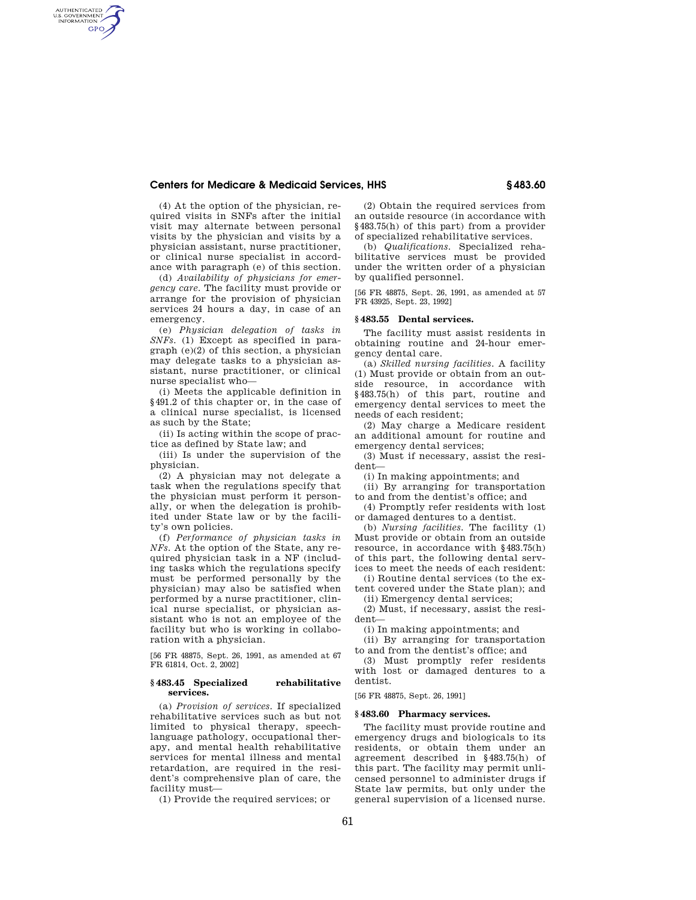(4) At the option of the physician, required visits in SNFs after the initial visit may alternate between personal visits by the physician and visits by a physician assistant, nurse practitioner, or clinical nurse specialist in accordance with paragraph (e) of this section.

(d) *Availability of physicians for emergency care.* The facility must provide or arrange for the provision of physician services 24 hours a day, in case of an emergency.

(e) *Physician delegation of tasks in SNFs.* (1) Except as specified in paragraph (e)(2) of this section, a physician may delegate tasks to a physician assistant, nurse practitioner, or clinical nurse specialist who—

(i) Meets the applicable definition in §491.2 of this chapter or, in the case of a clinical nurse specialist, is licensed as such by the State;

(ii) Is acting within the scope of practice as defined by State law; and

(iii) Is under the supervision of the physician.

(2) A physician may not delegate a task when the regulations specify that the physician must perform it personally, or when the delegation is prohibited under State law or by the facility's own policies.

(f) *Performance of physician tasks in NFs.* At the option of the State, any required physician task in a NF (including tasks which the regulations specify must be performed personally by the physician) may also be satisfied when performed by a nurse practitioner, clinical nurse specialist, or physician assistant who is not an employee of the facility but who is working in collaboration with a physician.

[56 FR 48875, Sept. 26, 1991, as amended at 67 FR 61814, Oct. 2, 2002]

### §483.45 Specialized rehabilitative services.

(a) *Provision of services.* If specialized rehabilitative services such as but not limited to physical therapy, speech-language pathology, occupational therapy, and mental health rehabilitative services for mental illness and mental retardation, are required in the resident's comprehensive plan of care, the facility must—

(1) Provide the required services; or

(2) Obtain the required services from an outside resource (in accordance with §483.75(h) of this part) from a provider of specialized rehabilitative services.

(b) *Qualifications.* Specialized rehabilitative services must be provided under the written order of a physician by qualified personnel.

[56 FR 48875, Sept. 26, 1991, as amended at 57 FR 43925, Sept. 23, 1992]

### §483.55 Dental services.

The facility must assist residents in obtaining routine and 24-hour emergency dental care.

(a) *Skilled nursing facilities.* A facility (1) Must provide or obtain from an outside resource, in accordance with §483.75(h) of this part, routine and emergency dental services to meet the needs of each resident;

(2) May charge a Medicare resident an additional amount for routine and emergency dental services;

(3) Must if necessary, assist the resident—

(i) In making appointments; and

(ii) By arranging for transportation to and from the dentist's office; and

(4) Promptly refer residents with lost or damaged dentures to a dentist.

(b) *Nursing facilities.* The facility (1) Must provide or obtain from an outside resource, in accordance with §483.75(h) of this part, the following dental services to meet the needs of each resident:

(i) Routine dental services (to the extent covered under the State plan); and

(ii) Emergency dental services;

(2) Must, if necessary, assist the resident—

(i) In making appointments; and

(ii) By arranging for transportation to and from the dentist's office; and

(3) Must promptly refer residents with lost or damaged dentures to a dentist.

[56 FR 48875, Sept. 26, 1991]

### §483.60 Pharmacy services.

The facility must provide routine and emergency drugs and biologicals to its residents, or obtain them under an agreement described in §483.75(h) of this part. The facility may permit unlicensed personnel to administer drugs if State law permits, but only under the general supervision of a licensed nurse.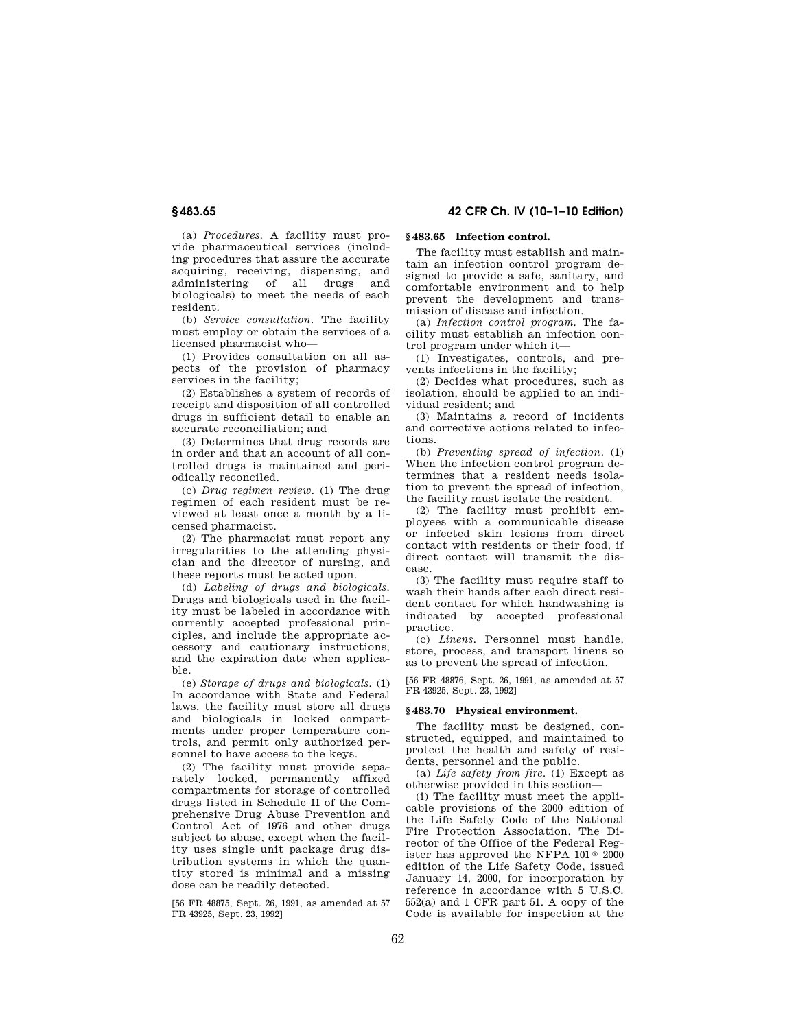(a) *Procedures.* A facility must provide pharmaceutical services (including procedures that assure the accurate acquiring, receiving, dispensing, and administering of all drugs and biologicals) to meet the needs of each resident.

(b) *Service consultation.* The facility must employ or obtain the services of a licensed pharmacist who—

(1) Provides consultation on all aspects of the provision of pharmacy services in the facility;

(2) Establishes a system of records of receipt and disposition of all controlled drugs in sufficient detail to enable an accurate reconciliation; and

(3) Determines that drug records are in order and that an account of all controlled drugs is maintained and periodically reconciled.

(c) *Drug regimen review.* (1) The drug regimen of each resident must be reviewed at least once a month by a licensed pharmacist.

(2) The pharmacist must report any irregularities to the attending physician and the director of nursing, and these reports must be acted upon.

(d) *Labeling of drugs and biologicals.* Drugs and biologicals used in the facility must be labeled in accordance with currently accepted professional principles, and include the appropriate accessory and cautionary instructions, and the expiration date when applicable.

(e) *Storage of drugs and biologicals.* (1) In accordance with State and Federal laws, the facility must store all drugs and biologicals in locked compartments under proper temperature controls, and permit only authorized personnel to have access to the keys.

(2) The facility must provide separately locked, permanently affixed compartments for storage of controlled drugs listed in Schedule II of the Comprehensive Drug Abuse Prevention and Control Act of 1976 and other drugs subject to abuse, except when the facility uses single unit package drug distribution systems in which the quantity stored is minimal and a missing dose can be readily detected.

[56 FR 48875, Sept. 26, 1991, as amended at 57 FR 43925, Sept. 23, 1992]

### § 483.65 Infection control.

The facility must establish and maintain an infection control program designed to provide a safe, sanitary, and comfortable environment and to help prevent the development and transmission of disease and infection.

(a) *Infection control program.* The facility must establish an infection control program under which it—

(1) Investigates, controls, and prevents infections in the facility;

(2) Decides what procedures, such as isolation, should be applied to an individual resident; and

(3) Maintains a record of incidents and corrective actions related to infections.

(b) *Preventing spread of infection.* (1) When the infection control program determines that a resident needs isolation to prevent the spread of infection, the facility must isolate the resident.

(2) The facility must prohibit employees with a communicable disease or infected skin lesions from direct contact with residents or their food, if direct contact will transmit the disease.

(3) The facility must require staff to wash their hands after each direct resident contact for which handwashing is indicated by accepted professional practice.

(c) *Linens.* Personnel must handle, store, process, and transport linens so as to prevent the spread of infection.

[56 FR 48876, Sept. 26, 1991, as amended at 57 FR 43925, Sept. 23, 1992]

### § 483.70 Physical environment.

The facility must be designed, constructed, equipped, and maintained to protect the health and safety of residents, personnel and the public.

(a) *Life safety from fire.* (1) Except as otherwise provided in this section—

(i) The facility must meet the applicable provisions of the 2000 edition of the Life Safety Code of the National Fire Protection Association. The Director of the Office of the Federal Register has approved the NFPA 101® 2000 edition of the Life Safety Code, issued January 14, 2000, for incorporation by reference in accordance with 5 U.S.C. 552(a) and 1 CFR part 51. A copy of the Code is available for inspection at the